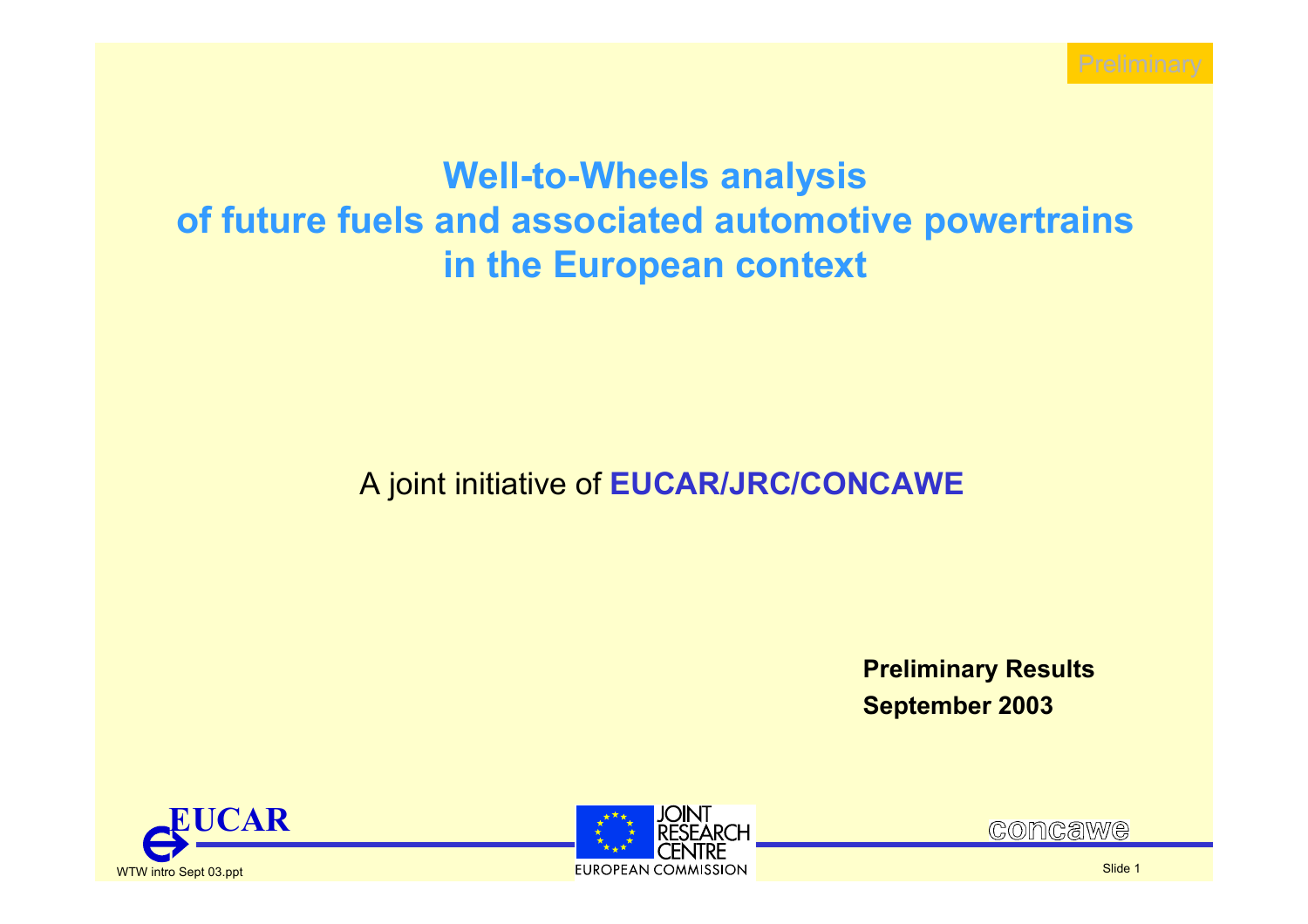Preliminary

# Well-to-Wheels analysis of future fuels and associated automotive powertrains in the European context

A joint initiative of **EUCAR/JRC/CONCAWE**

**Preliminary Results**
**September 2003**

EUCAR

JOINT RESEARCH CENTRE
EUROPEAN COMMISSION

concawe

WTW intro Sept 03.ppt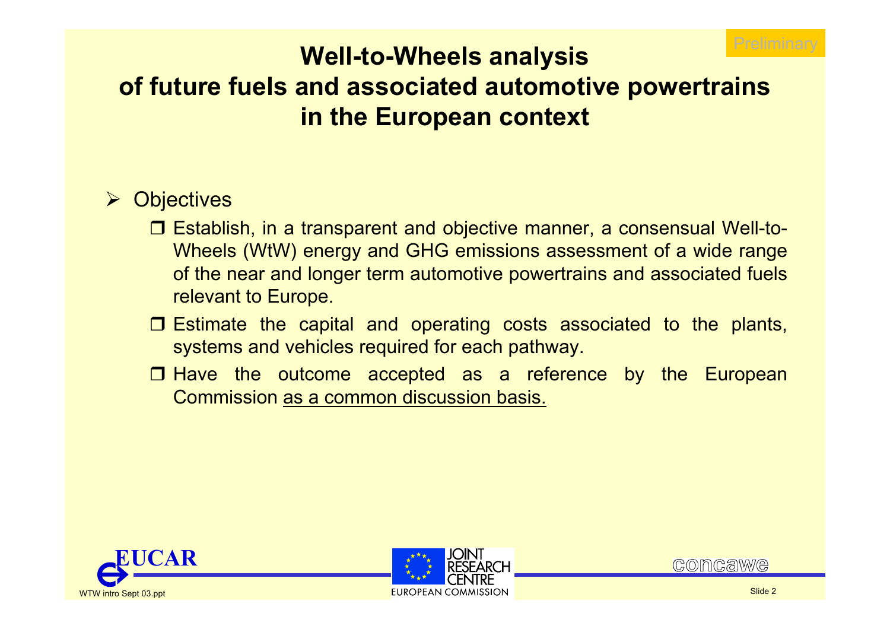# Well-to-Wheels analysis of future fuels and associated automotive powertrains in the European context

- Objectives
  - Establish, in a transparent and objective manner, a consensual Well-to-Wheels (WtW) energy and GHG emissions assessment of a wide range of the near and longer term automotive powertrains and associated fuels relevant to Europe.
  - Estimate the capital and operating costs associated to the plants, systems and vehicles required for each pathway.
  - Have the outcome accepted as a reference by the European Commission as a common discussion basis.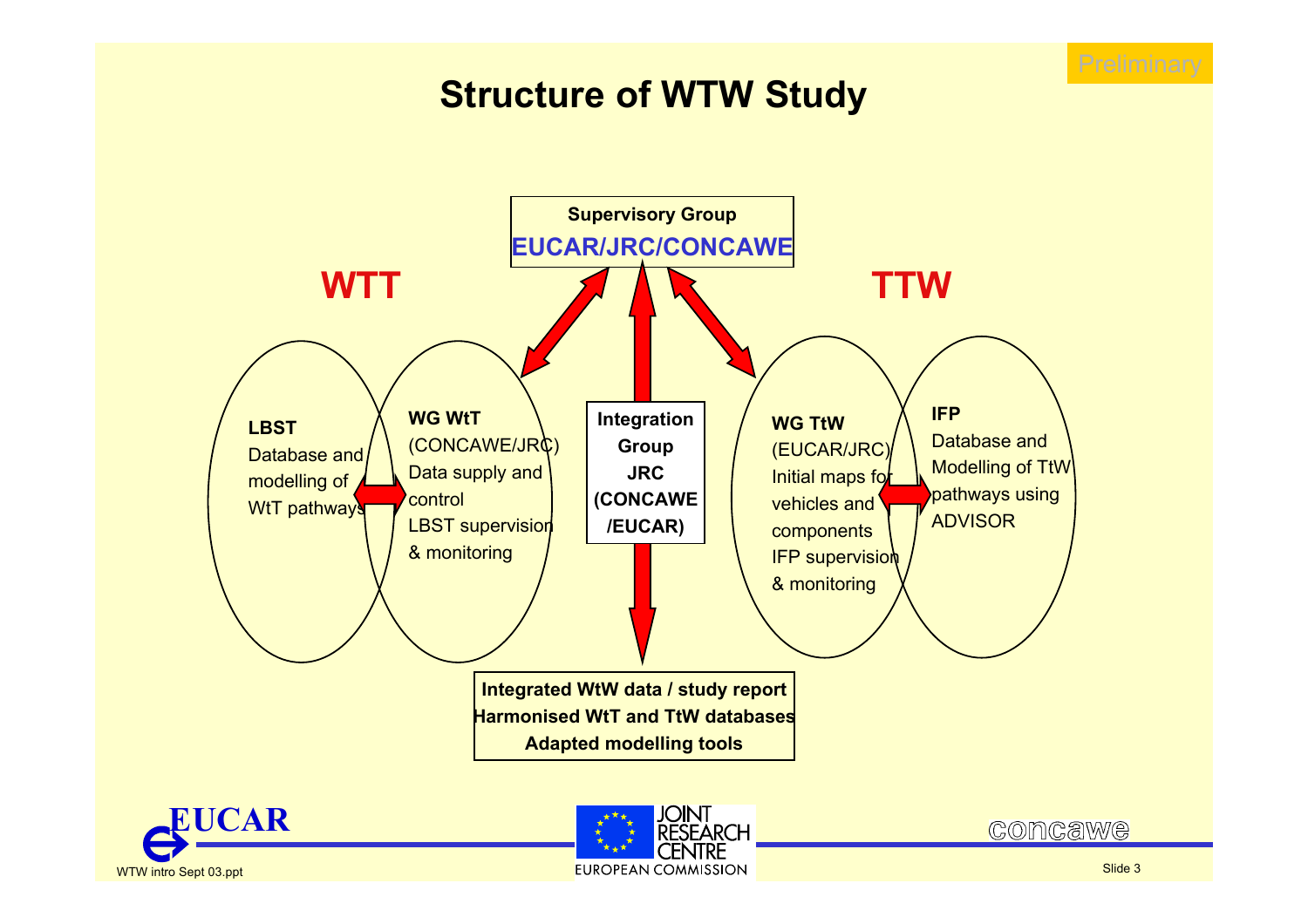Preliminary

# Structure of WTW Study

**Supervisory Group**
**EUCAR/JRC/CONCAWE**

**WTT**

**LBST**
Database and modelling of WtT pathways

**WG WtT**
(CONCAWE/JRC)
Data supply and control
LBST supervision & monitoring

**Integration Group**
**JRC**
**(CONCAWE /EUCAR)**

**TTW**

**WG TtW**
(EUCAR/JRC)
Initial maps for vehicles and components
IFP supervision & monitoring

**IFP**
Database and Modelling of TtW pathways using ADVISOR

**Integrated WtW data / study report**
**Harmonised WtT and TtW databases**
**Adapted modelling tools**

EUCAR — JOINT RESEARCH CENTRE, EUROPEAN COMMISSION — concawe

WTW intro Sept 03.ppt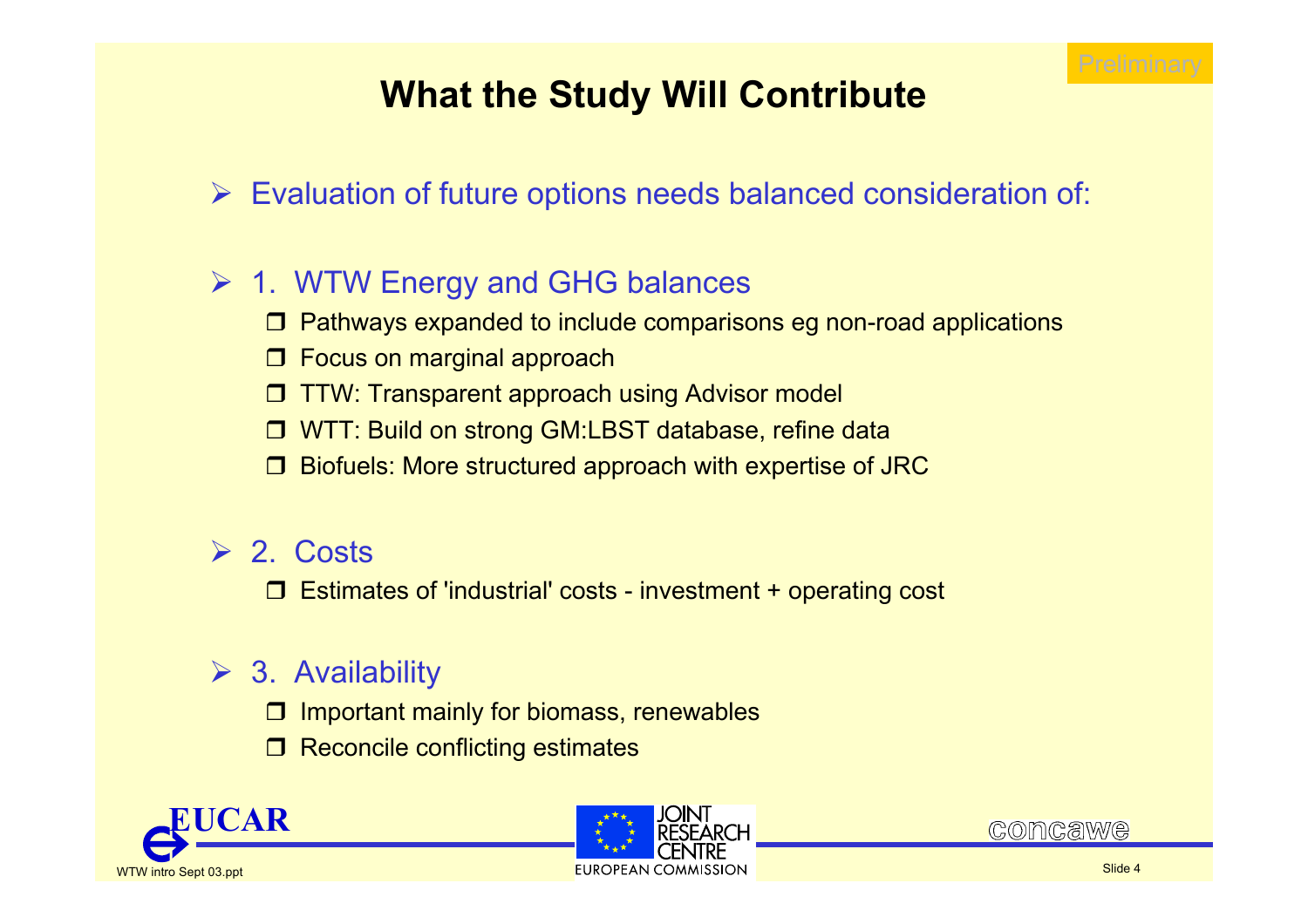Preliminary

# What the Study Will Contribute

- Evaluation of future options needs balanced consideration of:

- 1. WTW Energy and GHG balances
  - Pathways expanded to include comparisons eg non-road applications
  - Focus on marginal approach
  - TTW: Transparent approach using Advisor model
  - WTT: Build on strong GM:LBST database, refine data
  - Biofuels: More structured approach with expertise of JRC

- 2. Costs
  - Estimates of 'industrial' costs - investment + operating cost

- 3. Availability
  - Important mainly for biomass, renewables
  - Reconcile conflicting estimates

EUCAR | JOINT RESEARCH CENTRE EUROPEAN COMMISSION | concawe

WTW intro Sept 03.ppt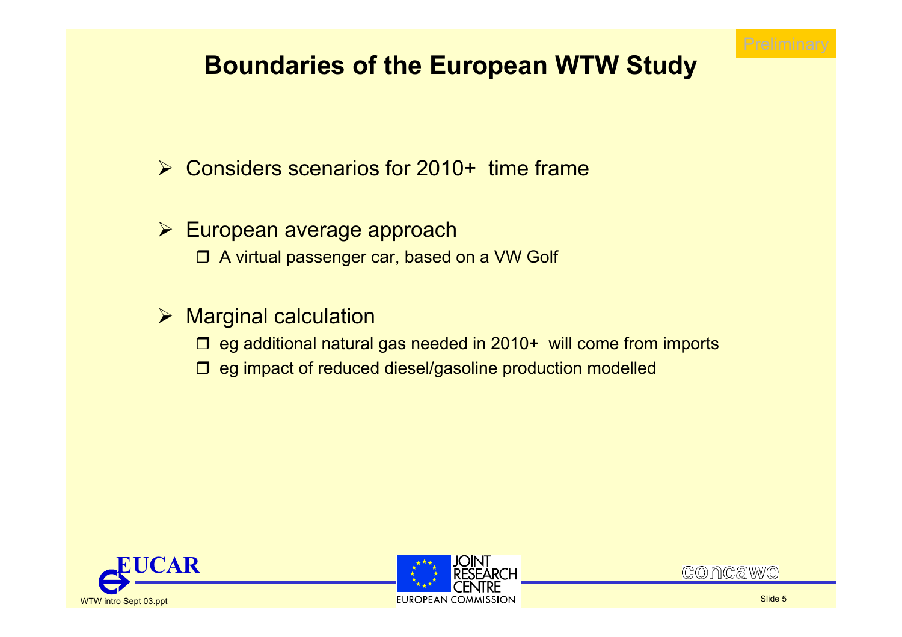Preliminary

# Boundaries of the European WTW Study

- Considers scenarios for 2010+ time frame
- European average approach
  - A virtual passenger car, based on a VW Golf
- Marginal calculation
  - eg additional natural gas needed in 2010+ will come from imports
  - eg impact of reduced diesel/gasoline production modelled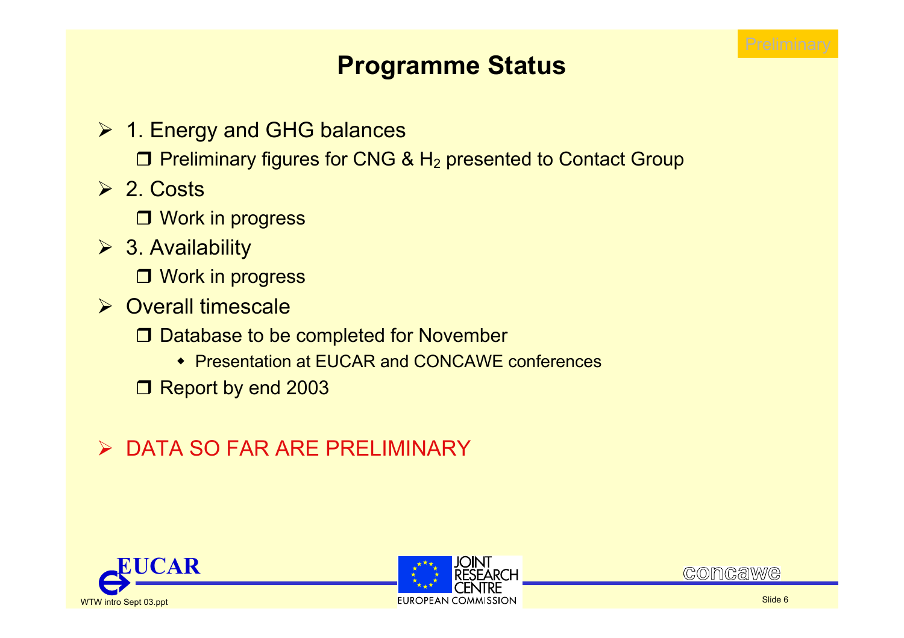Preliminary

# Programme Status

- 1. Energy and GHG balances
  - Preliminary figures for CNG & $H_2$ presented to Contact Group
- 2. Costs
  - Work in progress
- 3. Availability
  - Work in progress
- Overall timescale
  - Database to be completed for November
    - Presentation at EUCAR and CONCAWE conferences
  - Report by end 2003

- DATA SO FAR ARE PRELIMINARY